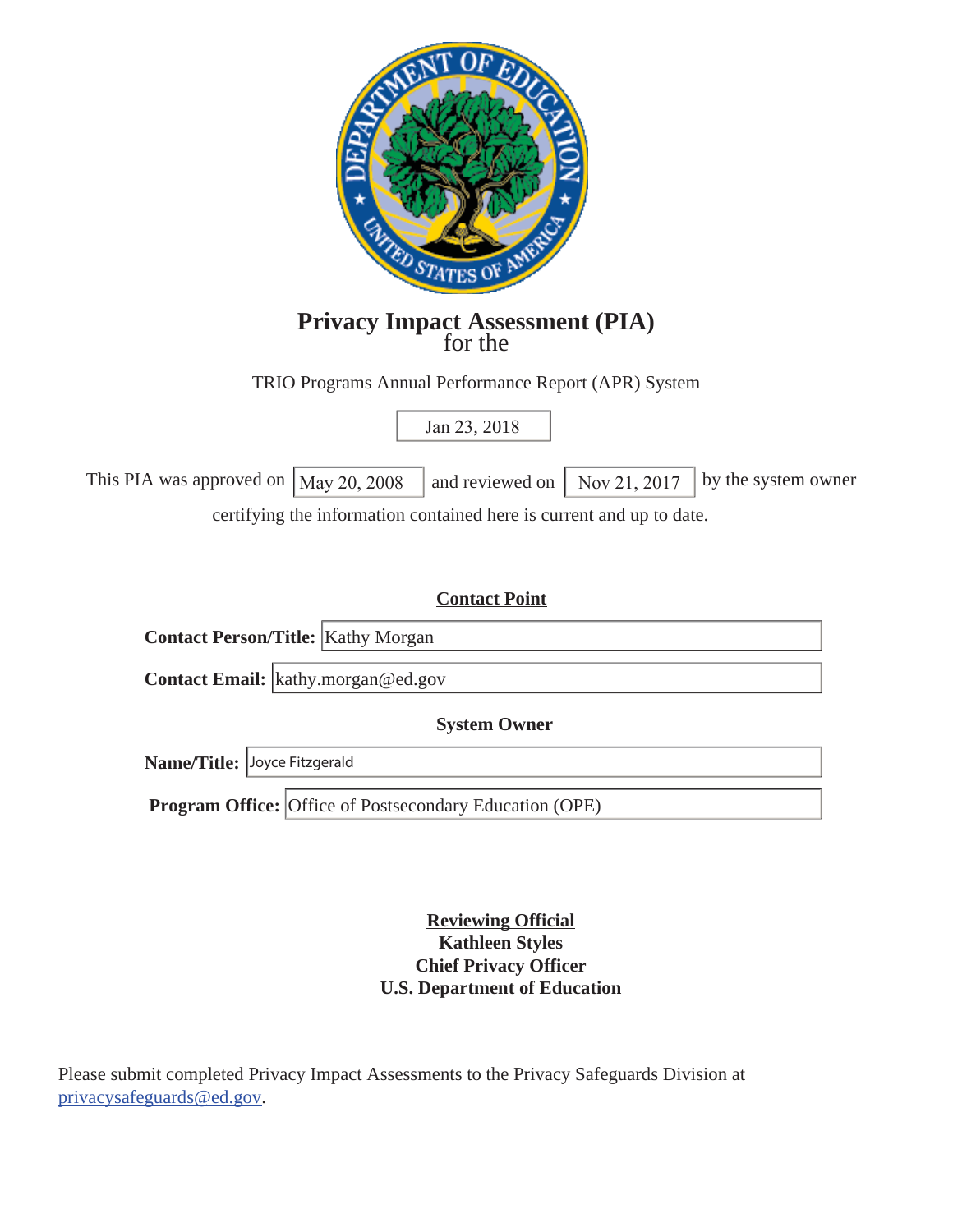# Privacy Impact Assessment (PIA)

for the

TRIO Programs Annual Performance Report (APR) System

Jan 23, 2018

This PIA was approved on May 20, 2008 and reviewed on Nov 21, 2017 by the system owner certifying the information contained here is current and up to date.

**Contact Point**

**Contact Person/Title:** Kathy Morgan

**Contact Email:** kathy.morgan@ed.gov

**System Owner**

**Name/Title:** Joyce Fitzgerald

**Program Office:** Office of Postsecondary Education (OPE)

**Reviewing Official**
**Kathleen Styles**
**Chief Privacy Officer**
**U.S. Department of Education**

Please submit completed Privacy Impact Assessments to the Privacy Safeguards Division at privacysafeguards@ed.gov.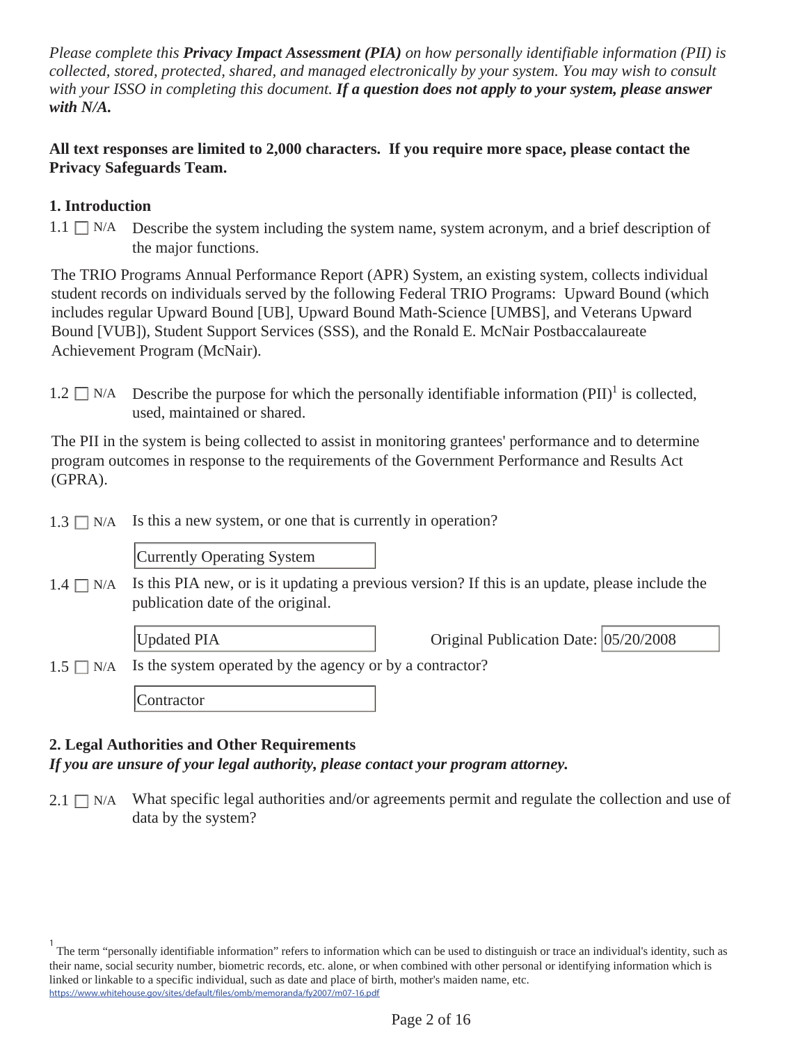*Please complete this **Privacy Impact Assessment (PIA)** on how personally identifiable information (PII) is collected, stored, protected, shared, and managed electronically by your system. You may wish to consult with your ISSO in completing this document. **If a question does not apply to your system, please answer with N/A.***

**All text responses are limited to 2,000 characters. If you require more space, please contact the Privacy Safeguards Team.**

### 1. Introduction

1.1 ☐ N/A Describe the system including the system name, system acronym, and a brief description of the major functions.

The TRIO Programs Annual Performance Report (APR) System, an existing system, collects individual student records on individuals served by the following Federal TRIO Programs: Upward Bound (which includes regular Upward Bound [UB], Upward Bound Math-Science [UMBS], and Veterans Upward Bound [VUB]), Student Support Services (SSS), and the Ronald E. McNair Postbaccalaureate Achievement Program (McNair).

1.2 ☐ N/A Describe the purpose for which the personally identifiable information (PII)[1] is collected, used, maintained or shared.

The PII in the system is being collected to assist in monitoring grantees' performance and to determine program outcomes in response to the requirements of the Government Performance and Results Act (GPRA).

1.3 ☐ N/A Is this a new system, or one that is currently in operation?

Currently Operating System

1.4 ☐ N/A Is this PIA new, or is it updating a previous version? If this is an update, please include the publication date of the original.

Updated PIA    Original Publication Date: 05/20/2008

1.5 ☐ N/A Is the system operated by the agency or by a contractor?

Contractor

### 2. Legal Authorities and Other Requirements

***If you are unsure of your legal authority, please contact your program attorney.***

2.1 ☐ N/A What specific legal authorities and/or agreements permit and regulate the collection and use of data by the system?

[1] The term "personally identifiable information" refers to information which can be used to distinguish or trace an individual's identity, such as their name, social security number, biometric records, etc. alone, or when combined with other personal or identifying information which is linked or linkable to a specific individual, such as date and place of birth, mother's maiden name, etc. https://www.whitehouse.gov/sites/default/files/omb/memoranda/fy2007/m07-16.pdf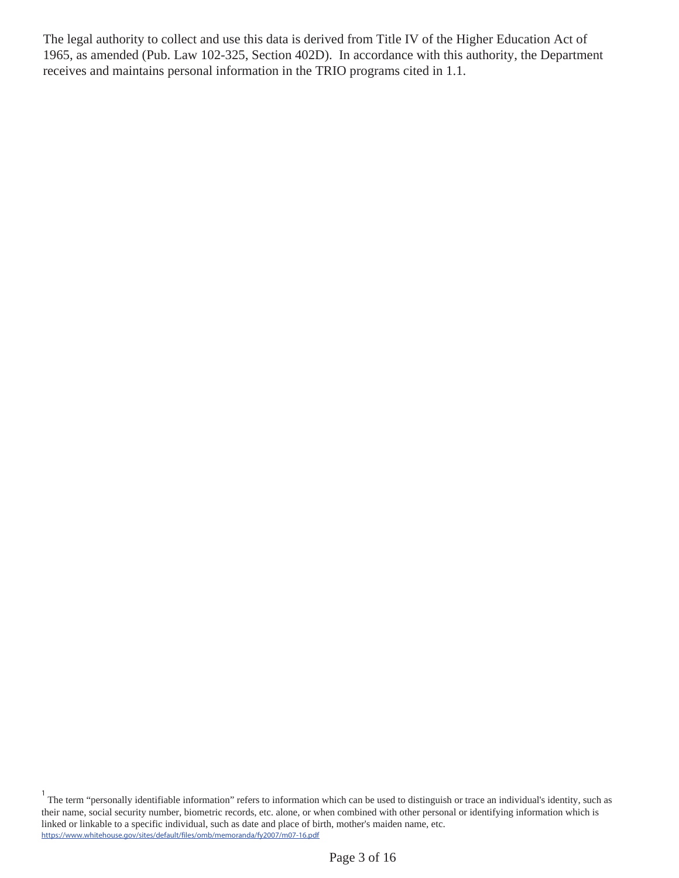The legal authority to collect and use this data is derived from Title IV of the Higher Education Act of 1965, as amended (Pub. Law 102-325, Section 402D). In accordance with this authority, the Department receives and maintains personal information in the TRIO programs cited in 1.1.

[1] The term "personally identifiable information" refers to information which can be used to distinguish or trace an individual's identity, such as their name, social security number, biometric records, etc. alone, or when combined with other personal or identifying information which is linked or linkable to a specific individual, such as date and place of birth, mother's maiden name, etc. https://www.whitehouse.gov/sites/default/files/omb/memoranda/fy2007/m07-16.pdf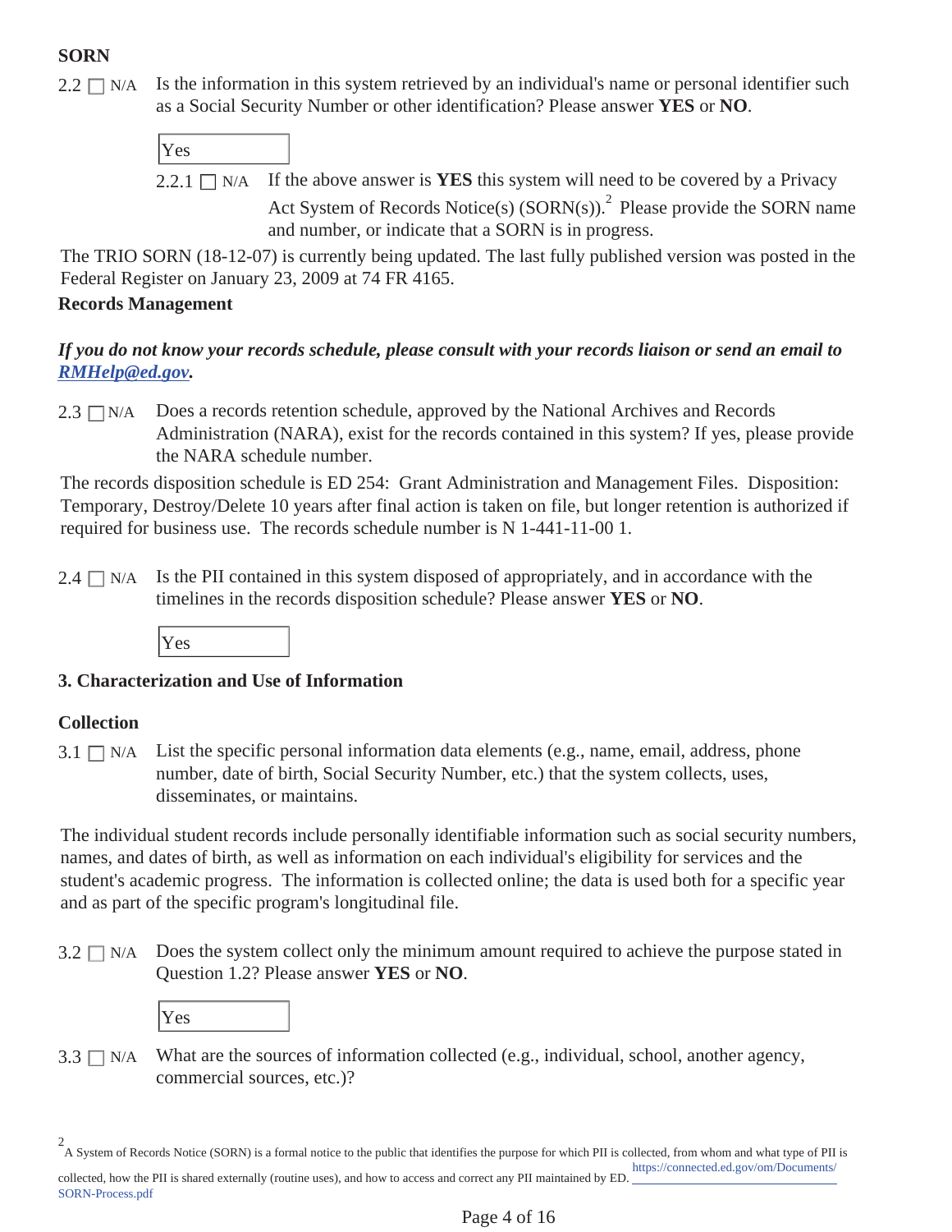**SORN**

2.2 ☐ N/A Is the information in this system retrieved by an individual's name or personal identifier such as a Social Security Number or other identification? Please answer **YES** or **NO**.

Yes

2.2.1 ☐ N/A If the above answer is **YES** this system will need to be covered by a Privacy Act System of Records Notice(s) (SORN(s)).[2] Please provide the SORN name and number, or indicate that a SORN is in progress.

The TRIO SORN (18-12-07) is currently being updated. The last fully published version was posted in the Federal Register on January 23, 2009 at 74 FR 4165.

**Records Management**

***If you do not know your records schedule, please consult with your records liaison or send an email to [RMHelp@ed.gov](mailto:RMHelp@ed.gov).***

2.3 ☐ N/A Does a records retention schedule, approved by the National Archives and Records Administration (NARA), exist for the records contained in this system? If yes, please provide the NARA schedule number.

The records disposition schedule is ED 254: Grant Administration and Management Files. Disposition: Temporary, Destroy/Delete 10 years after final action is taken on file, but longer retention is authorized if required for business use. The records schedule number is N 1-441-11-00 1.

2.4 ☐ N/A Is the PII contained in this system disposed of appropriately, and in accordance with the timelines in the records disposition schedule? Please answer **YES** or **NO**.

Yes

## 3. Characterization and Use of Information

**Collection**

3.1 ☐ N/A List the specific personal information data elements (e.g., name, email, address, phone number, date of birth, Social Security Number, etc.) that the system collects, uses, disseminates, or maintains.

The individual student records include personally identifiable information such as social security numbers, names, and dates of birth, as well as information on each individual's eligibility for services and the student's academic progress. The information is collected online; the data is used both for a specific year and as part of the specific program's longitudinal file.

3.2 ☐ N/A Does the system collect only the minimum amount required to achieve the purpose stated in Question 1.2? Please answer **YES** or **NO**.

Yes

3.3 ☐ N/A What are the sources of information collected (e.g., individual, school, another agency, commercial sources, etc.)?

[2] A System of Records Notice (SORN) is a formal notice to the public that identifies the purpose for which PII is collected, from whom and what type of PII is collected, how the PII is shared externally (routine uses), and how to access and correct any PII maintained by ED. https://connected.ed.gov/om/Documents/SORN-Process.pdf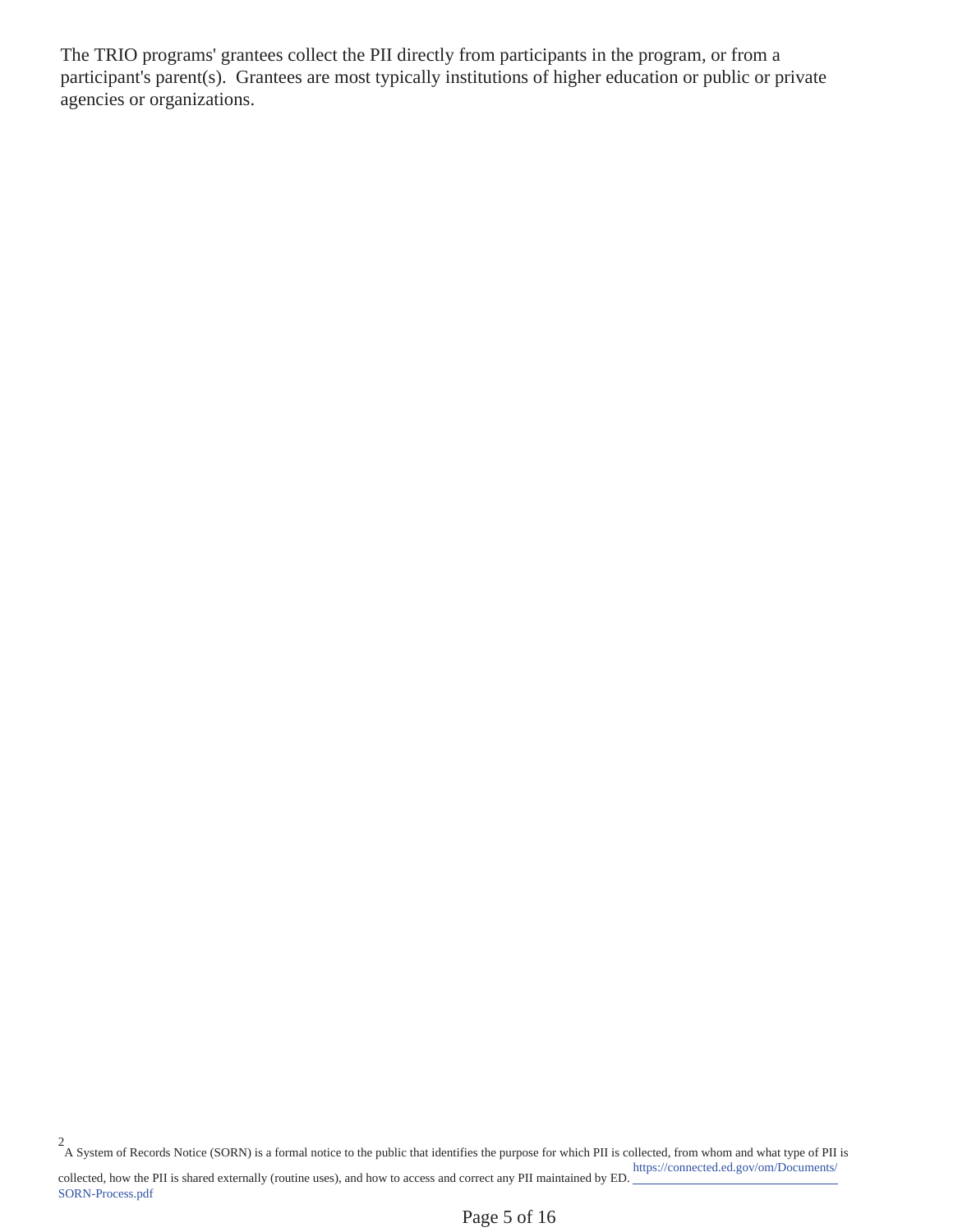The TRIO programs' grantees collect the PII directly from participants in the program, or from a participant's parent(s). Grantees are most typically institutions of higher education or public or private agencies or organizations.

[2] A System of Records Notice (SORN) is a formal notice to the public that identifies the purpose for which PII is collected, from whom and what type of PII is collected, how the PII is shared externally (routine uses), and how to access and correct any PII maintained by ED. https://connected.ed.gov/om/Documents/SORN-Process.pdf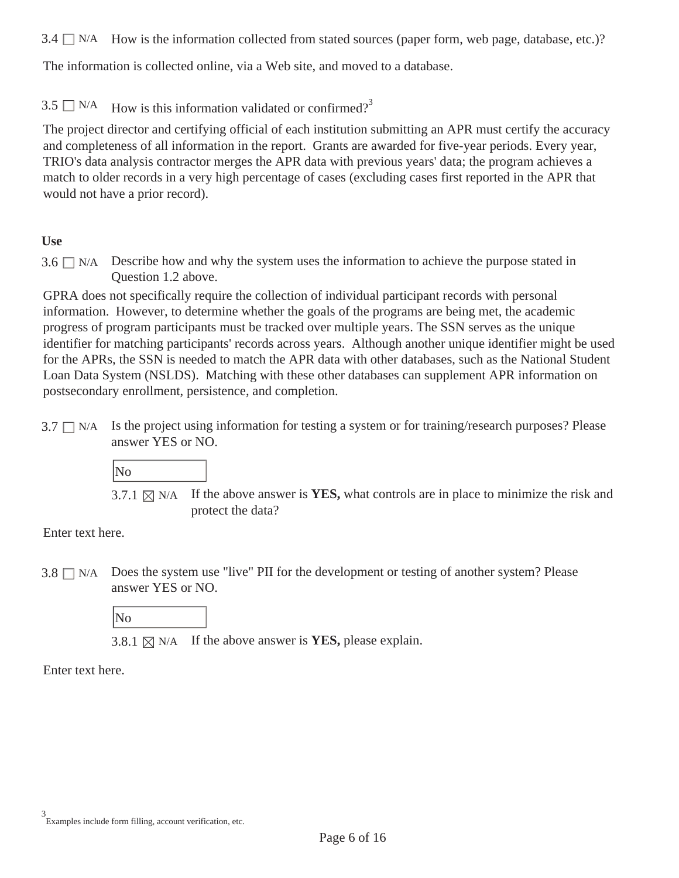3.4 ☐ N/A How is the information collected from stated sources (paper form, web page, database, etc.)?

The information is collected online, via a Web site, and moved to a database.

3.5 ☐ N/A How is this information validated or confirmed?[3]

The project director and certifying official of each institution submitting an APR must certify the accuracy and completeness of all information in the report. Grants are awarded for five-year periods. Every year, TRIO's data analysis contractor merges the APR data with previous years' data; the program achieves a match to older records in a very high percentage of cases (excluding cases first reported in the APR that would not have a prior record).

**Use**

3.6 ☐ N/A Describe how and why the system uses the information to achieve the purpose stated in Question 1.2 above.

GPRA does not specifically require the collection of individual participant records with personal information. However, to determine whether the goals of the programs are being met, the academic progress of program participants must be tracked over multiple years. The SSN serves as the unique identifier for matching participants' records across years. Although another unique identifier might be used for the APRs, the SSN is needed to match the APR data with other databases, such as the National Student Loan Data System (NSLDS). Matching with these other databases can supplement APR information on postsecondary enrollment, persistence, and completion.

3.7 ☐ N/A Is the project using information for testing a system or for training/research purposes? Please answer YES or NO.

No

3.7.1 ☒ N/A If the above answer is **YES,** what controls are in place to minimize the risk and protect the data?

Enter text here.

3.8 ☐ N/A Does the system use "live" PII for the development or testing of another system? Please answer YES or NO.

No

3.8.1 ☒ N/A If the above answer is **YES,** please explain.

Enter text here.

[3] Examples include form filling, account verification, etc.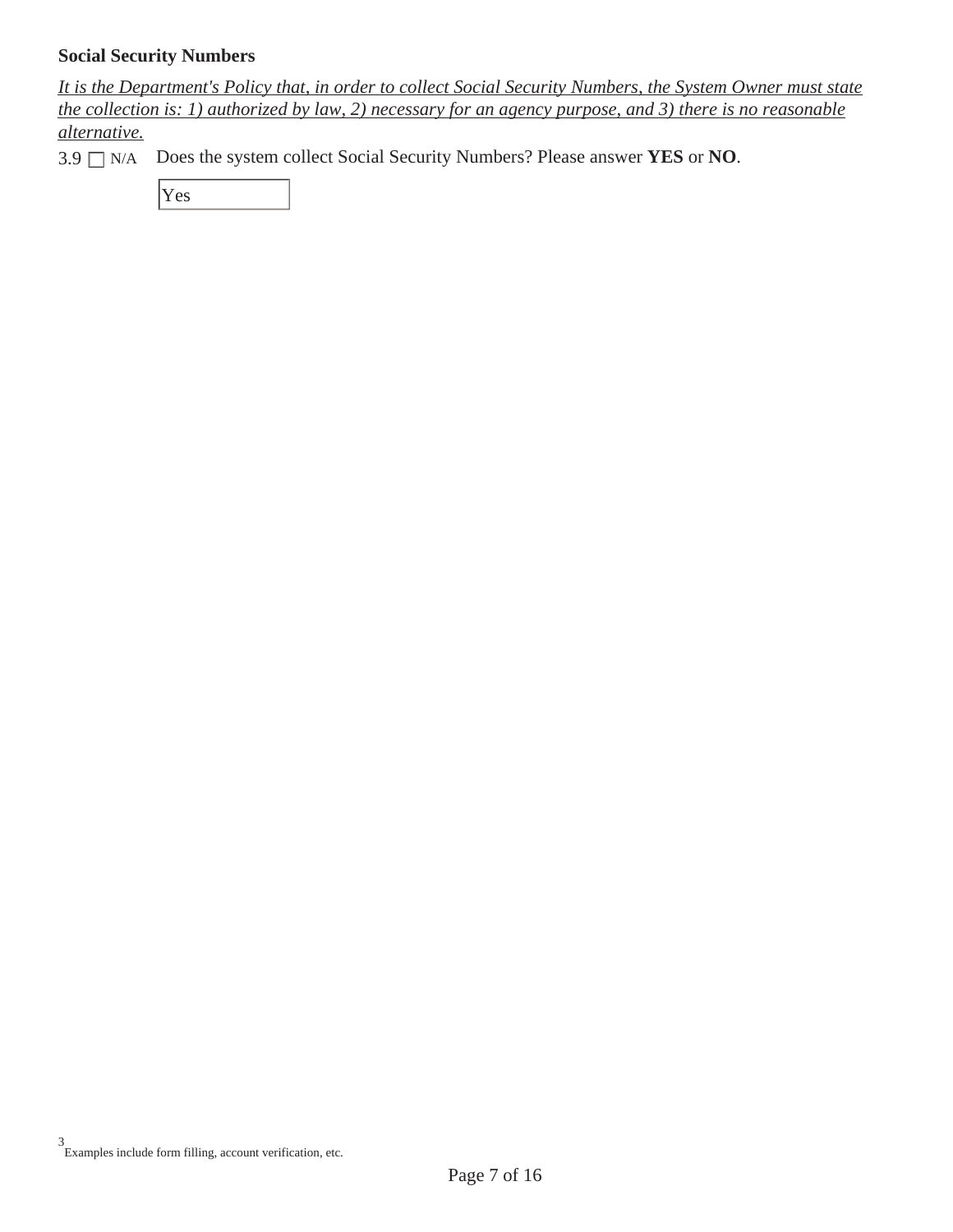**Social Security Numbers**

*It is the Department's Policy that, in order to collect Social Security Numbers, the System Owner must state the collection is: 1) authorized by law, 2) necessary for an agency purpose, and 3) there is no reasonable alternative.*

3.9 ☐ N/A Does the system collect Social Security Numbers? Please answer **YES** or **NO**.

Yes

[3] Examples include form filling, account verification, etc.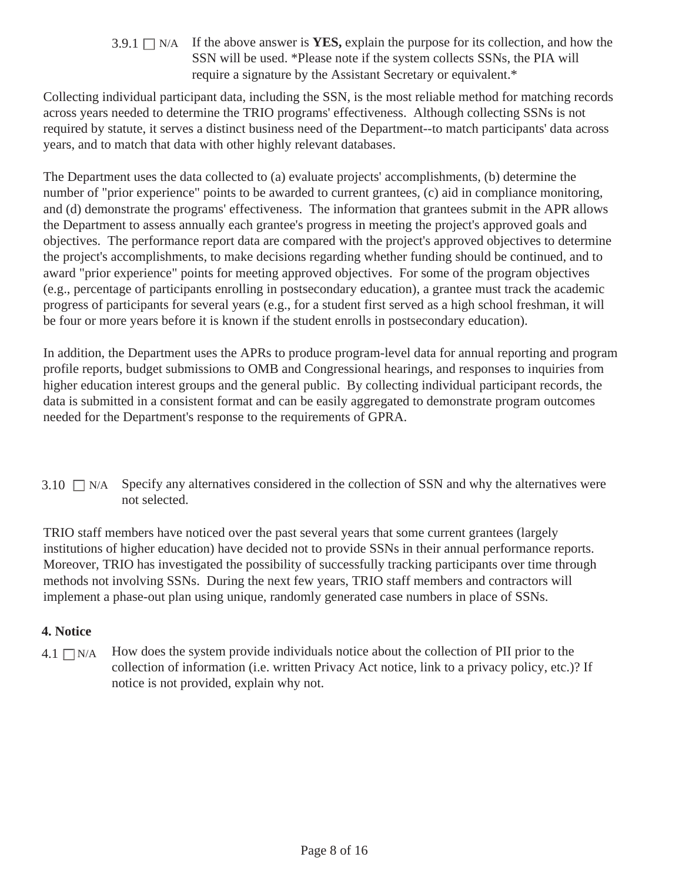3.9.1 ☐ N/A If the above answer is **YES,** explain the purpose for its collection, and how the SSN will be used. *Please note if the system collects SSNs, the PIA will require a signature by the Assistant Secretary or equivalent.*

Collecting individual participant data, including the SSN, is the most reliable method for matching records across years needed to determine the TRIO programs' effectiveness. Although collecting SSNs is not required by statute, it serves a distinct business need of the Department--to match participants' data across years, and to match that data with other highly relevant databases.

The Department uses the data collected to (a) evaluate projects' accomplishments, (b) determine the number of "prior experience" points to be awarded to current grantees, (c) aid in compliance monitoring, and (d) demonstrate the programs' effectiveness. The information that grantees submit in the APR allows the Department to assess annually each grantee's progress in meeting the project's approved goals and objectives. The performance report data are compared with the project's approved objectives to determine the project's accomplishments, to make decisions regarding whether funding should be continued, and to award "prior experience" points for meeting approved objectives. For some of the program objectives (e.g., percentage of participants enrolling in postsecondary education), a grantee must track the academic progress of participants for several years (e.g., for a student first served as a high school freshman, it will be four or more years before it is known if the student enrolls in postsecondary education).

In addition, the Department uses the APRs to produce program-level data for annual reporting and program profile reports, budget submissions to OMB and Congressional hearings, and responses to inquiries from higher education interest groups and the general public. By collecting individual participant records, the data is submitted in a consistent format and can be easily aggregated to demonstrate program outcomes needed for the Department's response to the requirements of GPRA.

3.10 ☐ N/A Specify any alternatives considered in the collection of SSN and why the alternatives were not selected.

TRIO staff members have noticed over the past several years that some current grantees (largely institutions of higher education) have decided not to provide SSNs in their annual performance reports. Moreover, TRIO has investigated the possibility of successfully tracking participants over time through methods not involving SSNs. During the next few years, TRIO staff members and contractors will implement a phase-out plan using unique, randomly generated case numbers in place of SSNs.

## 4. Notice

4.1 ☐ N/A How does the system provide individuals notice about the collection of PII prior to the collection of information (i.e. written Privacy Act notice, link to a privacy policy, etc.)? If notice is not provided, explain why not.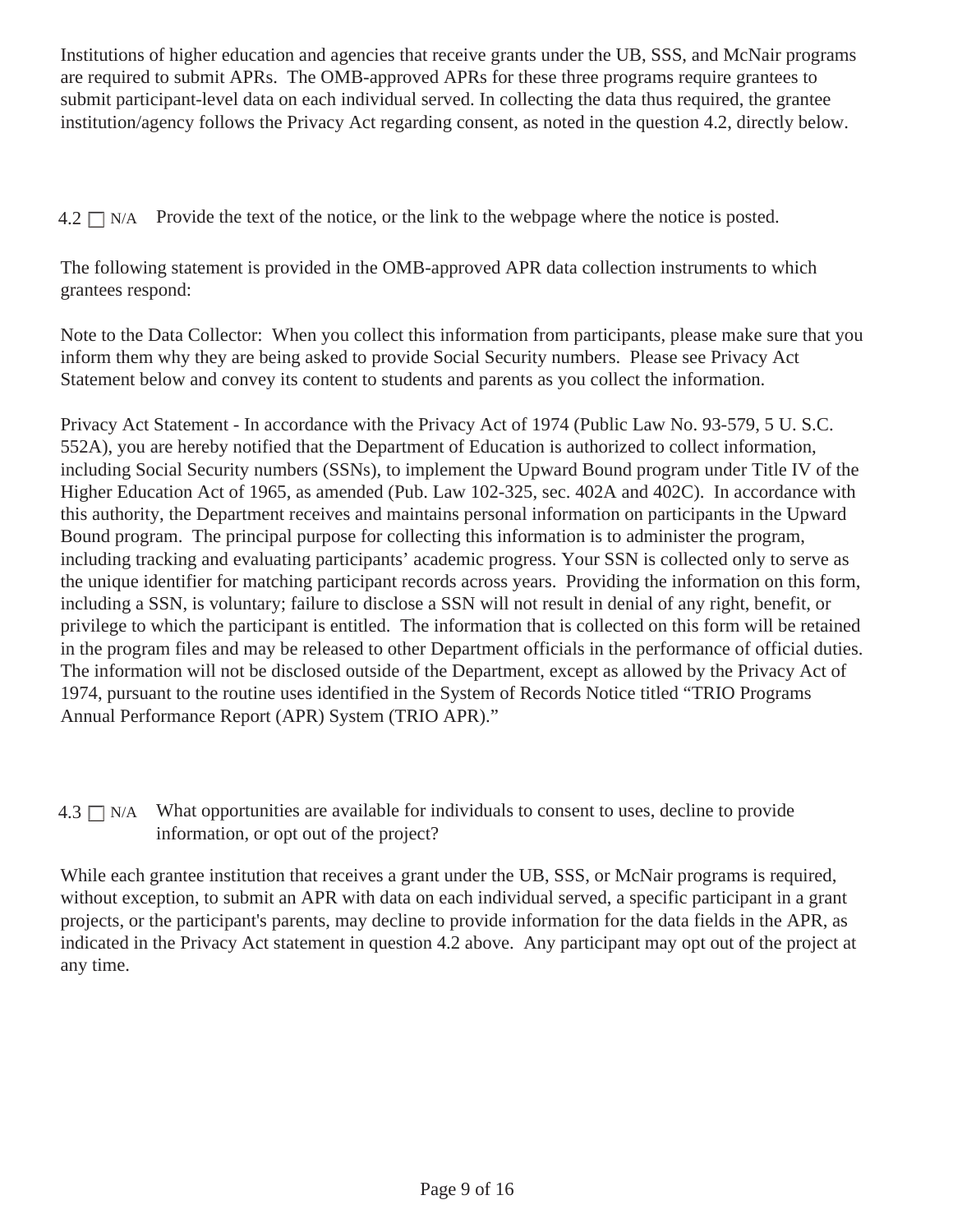Institutions of higher education and agencies that receive grants under the UB, SSS, and McNair programs are required to submit APRs. The OMB-approved APRs for these three programs require grantees to submit participant-level data on each individual served. In collecting the data thus required, the grantee institution/agency follows the Privacy Act regarding consent, as noted in the question 4.2, directly below.

4.2 ☐ N/A Provide the text of the notice, or the link to the webpage where the notice is posted.

The following statement is provided in the OMB-approved APR data collection instruments to which grantees respond:

Note to the Data Collector: When you collect this information from participants, please make sure that you inform them why they are being asked to provide Social Security numbers. Please see Privacy Act Statement below and convey its content to students and parents as you collect the information.

Privacy Act Statement - In accordance with the Privacy Act of 1974 (Public Law No. 93-579, 5 U. S.C. 552A), you are hereby notified that the Department of Education is authorized to collect information, including Social Security numbers (SSNs), to implement the Upward Bound program under Title IV of the Higher Education Act of 1965, as amended (Pub. Law 102-325, sec. 402A and 402C). In accordance with this authority, the Department receives and maintains personal information on participants in the Upward Bound program. The principal purpose for collecting this information is to administer the program, including tracking and evaluating participants' academic progress. Your SSN is collected only to serve as the unique identifier for matching participant records across years. Providing the information on this form, including a SSN, is voluntary; failure to disclose a SSN will not result in denial of any right, benefit, or privilege to which the participant is entitled. The information that is collected on this form will be retained in the program files and may be released to other Department officials in the performance of official duties. The information will not be disclosed outside of the Department, except as allowed by the Privacy Act of 1974, pursuant to the routine uses identified in the System of Records Notice titled "TRIO Programs Annual Performance Report (APR) System (TRIO APR)."

4.3 ☐ N/A What opportunities are available for individuals to consent to uses, decline to provide information, or opt out of the project?

While each grantee institution that receives a grant under the UB, SSS, or McNair programs is required, without exception, to submit an APR with data on each individual served, a specific participant in a grant projects, or the participant's parents, may decline to provide information for the data fields in the APR, as indicated in the Privacy Act statement in question 4.2 above. Any participant may opt out of the project at any time.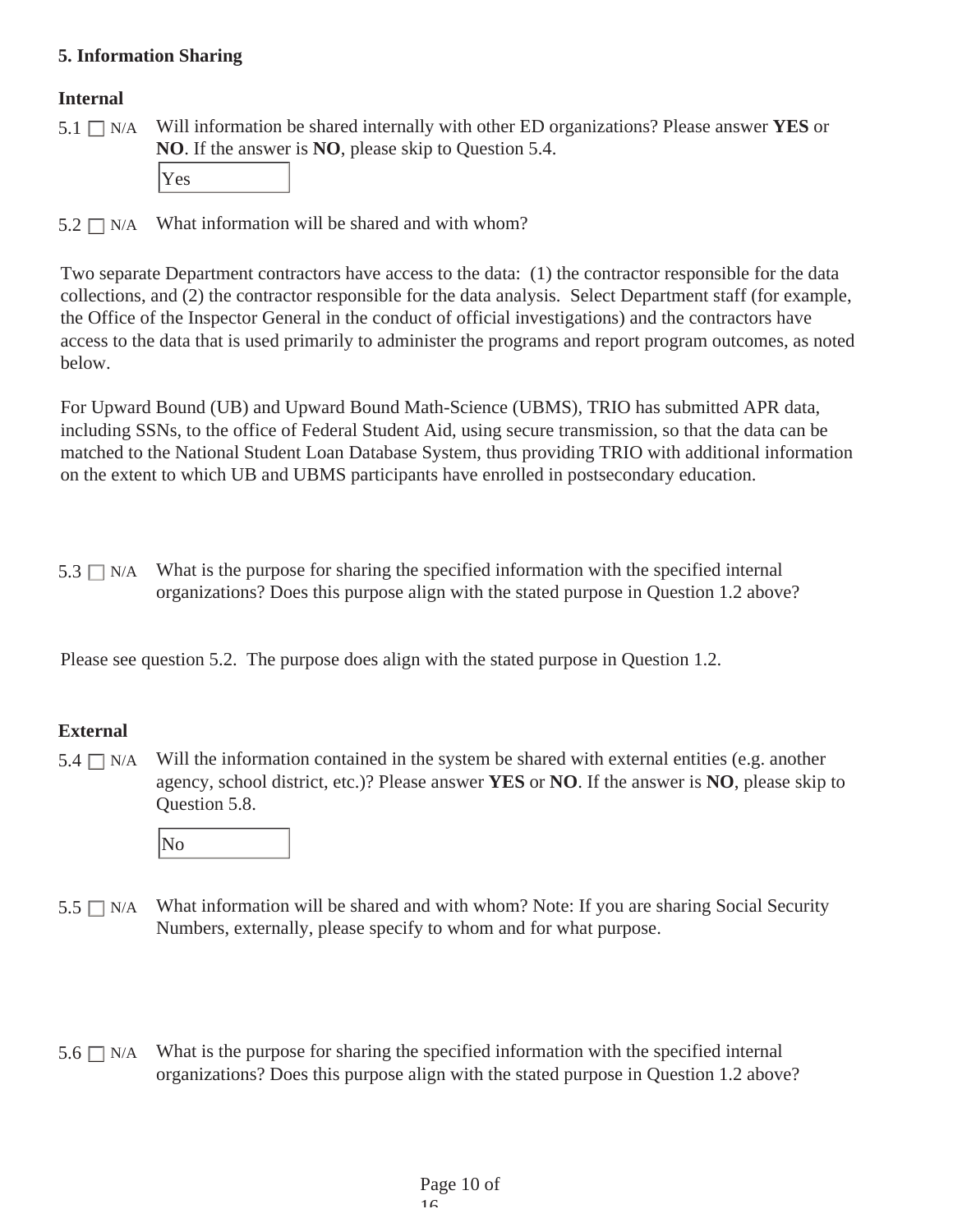### 5. Information Sharing

**Internal**

5.1 ☐ N/A Will information be shared internally with other ED organizations? Please answer **YES** or **NO**. If the answer is **NO**, please skip to Question 5.4.

Yes

5.2 ☐ N/A What information will be shared and with whom?

Two separate Department contractors have access to the data: (1) the contractor responsible for the data collections, and (2) the contractor responsible for the data analysis. Select Department staff (for example, the Office of the Inspector General in the conduct of official investigations) and the contractors have access to the data that is used primarily to administer the programs and report program outcomes, as noted below.

For Upward Bound (UB) and Upward Bound Math-Science (UBMS), TRIO has submitted APR data, including SSNs, to the office of Federal Student Aid, using secure transmission, so that the data can be matched to the National Student Loan Database System, thus providing TRIO with additional information on the extent to which UB and UBMS participants have enrolled in postsecondary education.

5.3 ☐ N/A What is the purpose for sharing the specified information with the specified internal organizations? Does this purpose align with the stated purpose in Question 1.2 above?

Please see question 5.2. The purpose does align with the stated purpose in Question 1.2.

**External**

5.4 ☐ N/A Will the information contained in the system be shared with external entities (e.g. another agency, school district, etc.)? Please answer **YES** or **NO**. If the answer is **NO**, please skip to Question 5.8.

No

5.5 ☐ N/A What information will be shared and with whom? Note: If you are sharing Social Security Numbers, externally, please specify to whom and for what purpose.

5.6 ☐ N/A What is the purpose for sharing the specified information with the specified internal organizations? Does this purpose align with the stated purpose in Question 1.2 above?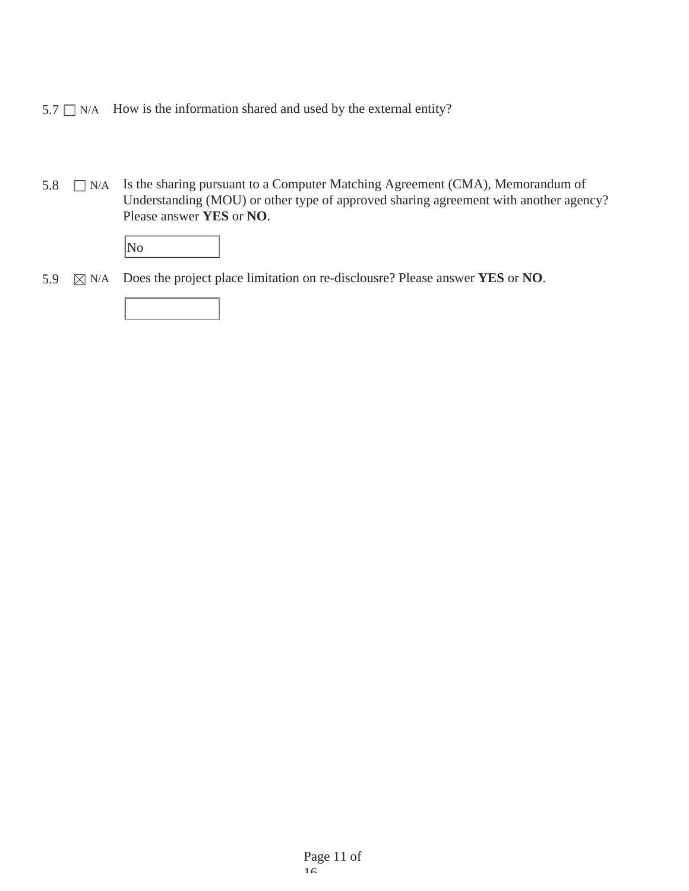5.7 ☐ N/A How is the information shared and used by the external entity?

5.8 ☐ N/A Is the sharing pursuant to a Computer Matching Agreement (CMA), Memorandum of Understanding (MOU) or other type of approved sharing agreement with another agency? Please answer **YES** or **NO**.

No

5.9 ☒ N/A Does the project place limitation on re-disclousre? Please answer **YES** or **NO**.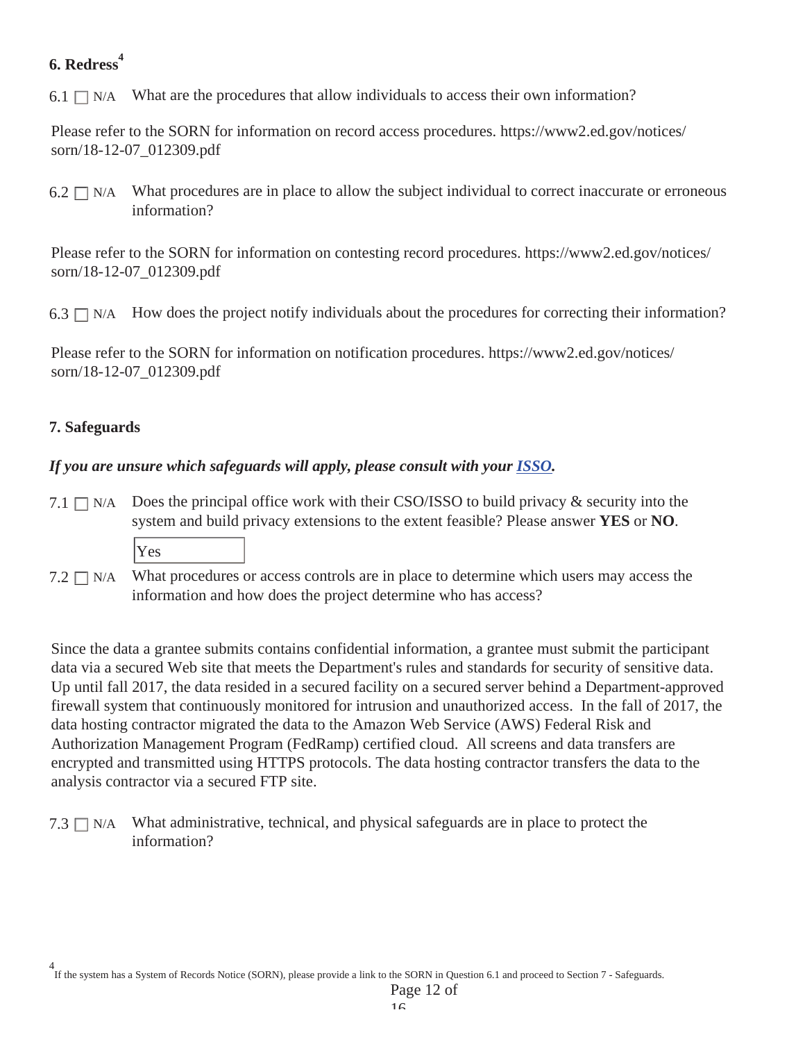## 6. Redress[4]

6.1 ☐ N/A What are the procedures that allow individuals to access their own information?

Please refer to the SORN for information on record access procedures. https://www2.ed.gov/notices/sorn/18-12-07_012309.pdf

6.2 ☐ N/A What procedures are in place to allow the subject individual to correct inaccurate or erroneous information?

Please refer to the SORN for information on contesting record procedures. https://www2.ed.gov/notices/sorn/18-12-07_012309.pdf

6.3 ☐ N/A How does the project notify individuals about the procedures for correcting their information?

Please refer to the SORN for information on notification procedures. https://www2.ed.gov/notices/sorn/18-12-07_012309.pdf

## 7. Safeguards

***If you are unsure which safeguards will apply, please consult with your ISSO.***

7.1 ☐ N/A Does the principal office work with their CSO/ISSO to build privacy & security into the system and build privacy extensions to the extent feasible? Please answer **YES** or **NO**.

Yes

7.2 ☐ N/A What procedures or access controls are in place to determine which users may access the information and how does the project determine who has access?

Since the data a grantee submits contains confidential information, a grantee must submit the participant data via a secured Web site that meets the Department's rules and standards for security of sensitive data. Up until fall 2017, the data resided in a secured facility on a secured server behind a Department-approved firewall system that continuously monitored for intrusion and unauthorized access. In the fall of 2017, the data hosting contractor migrated the data to the Amazon Web Service (AWS) Federal Risk and Authorization Management Program (FedRamp) certified cloud. All screens and data transfers are encrypted and transmitted using HTTPS protocols. The data hosting contractor transfers the data to the analysis contractor via a secured FTP site.

7.3 ☐ N/A What administrative, technical, and physical safeguards are in place to protect the information?

[4] If the system has a System of Records Notice (SORN), please provide a link to the SORN in Question 6.1 and proceed to Section 7 - Safeguards.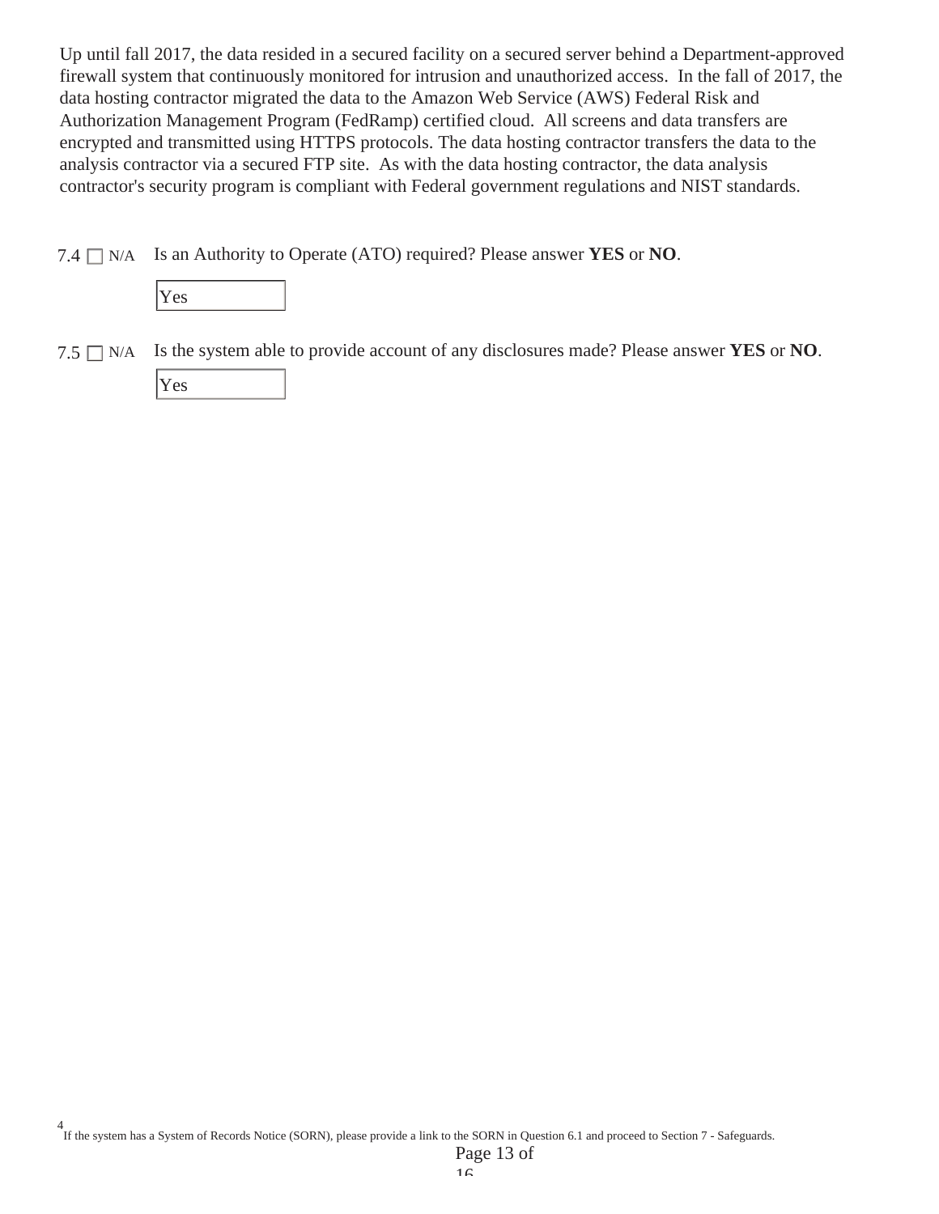Up until fall 2017, the data resided in a secured facility on a secured server behind a Department-approved firewall system that continuously monitored for intrusion and unauthorized access. In the fall of 2017, the data hosting contractor migrated the data to the Amazon Web Service (AWS) Federal Risk and Authorization Management Program (FedRamp) certified cloud. All screens and data transfers are encrypted and transmitted using HTTPS protocols. The data hosting contractor transfers the data to the analysis contractor via a secured FTP site. As with the data hosting contractor, the data analysis contractor's security program is compliant with Federal government regulations and NIST standards.

7.4 ☐ N/A Is an Authority to Operate (ATO) required? Please answer **YES** or **NO**.

Yes

7.5 ☐ N/A Is the system able to provide account of any disclosures made? Please answer **YES** or **NO**.

Yes

[4] If the system has a System of Records Notice (SORN), please provide a link to the SORN in Question 6.1 and proceed to Section 7 - Safeguards.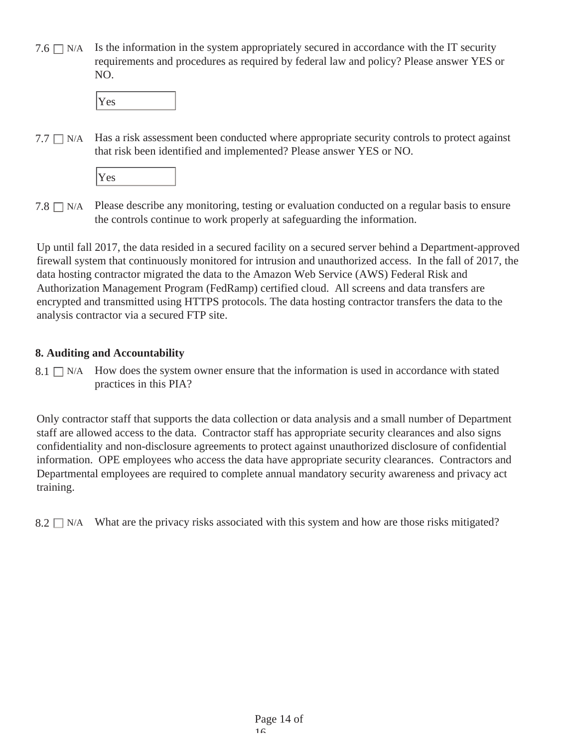7.6 ☐ N/A Is the information in the system appropriately secured in accordance with the IT security requirements and procedures as required by federal law and policy? Please answer YES or NO.

Yes

7.7 ☐ N/A Has a risk assessment been conducted where appropriate security controls to protect against that risk been identified and implemented? Please answer YES or NO.

Yes

7.8 ☐ N/A Please describe any monitoring, testing or evaluation conducted on a regular basis to ensure the controls continue to work properly at safeguarding the information.

Up until fall 2017, the data resided in a secured facility on a secured server behind a Department-approved firewall system that continuously monitored for intrusion and unauthorized access. In the fall of 2017, the data hosting contractor migrated the data to the Amazon Web Service (AWS) Federal Risk and Authorization Management Program (FedRamp) certified cloud. All screens and data transfers are encrypted and transmitted using HTTPS protocols. The data hosting contractor transfers the data to the analysis contractor via a secured FTP site.

**8. Auditing and Accountability**

8.1 ☐ N/A How does the system owner ensure that the information is used in accordance with stated practices in this PIA?

Only contractor staff that supports the data collection or data analysis and a small number of Department staff are allowed access to the data. Contractor staff has appropriate security clearances and also signs confidentiality and non-disclosure agreements to protect against unauthorized disclosure of confidential information. OPE employees who access the data have appropriate security clearances. Contractors and Departmental employees are required to complete annual mandatory security awareness and privacy act training.

8.2 ☐ N/A What are the privacy risks associated with this system and how are those risks mitigated?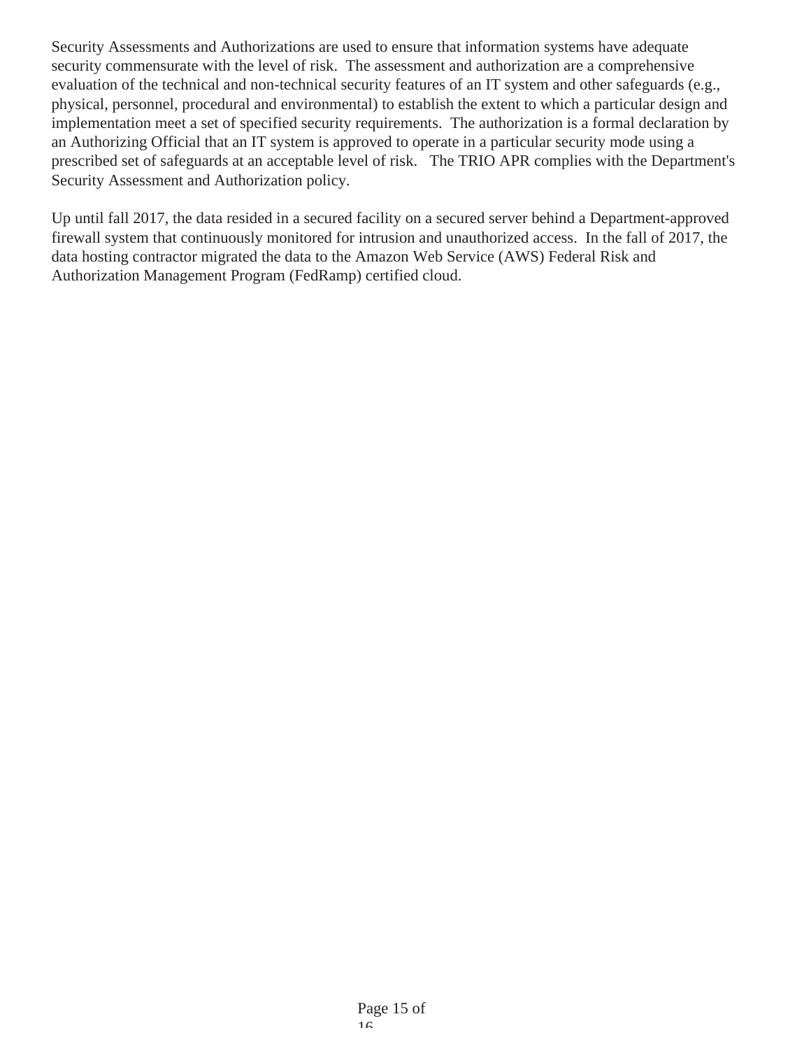Security Assessments and Authorizations are used to ensure that information systems have adequate security commensurate with the level of risk.  The assessment and authorization are a comprehensive evaluation of the technical and non-technical security features of an IT system and other safeguards (e.g., physical, personnel, procedural and environmental) to establish the extent to which a particular design and implementation meet a set of specified security requirements.  The authorization is a formal declaration by an Authorizing Official that an IT system is approved to operate in a particular security mode using a prescribed set of safeguards at an acceptable level of risk.   The TRIO APR complies with the Department's Security Assessment and Authorization policy.

Up until fall 2017, the data resided in a secured facility on a secured server behind a Department-approved firewall system that continuously monitored for intrusion and unauthorized access.  In the fall of 2017, the data hosting contractor migrated the data to the Amazon Web Service (AWS) Federal Risk and Authorization Management Program (FedRamp) certified cloud.